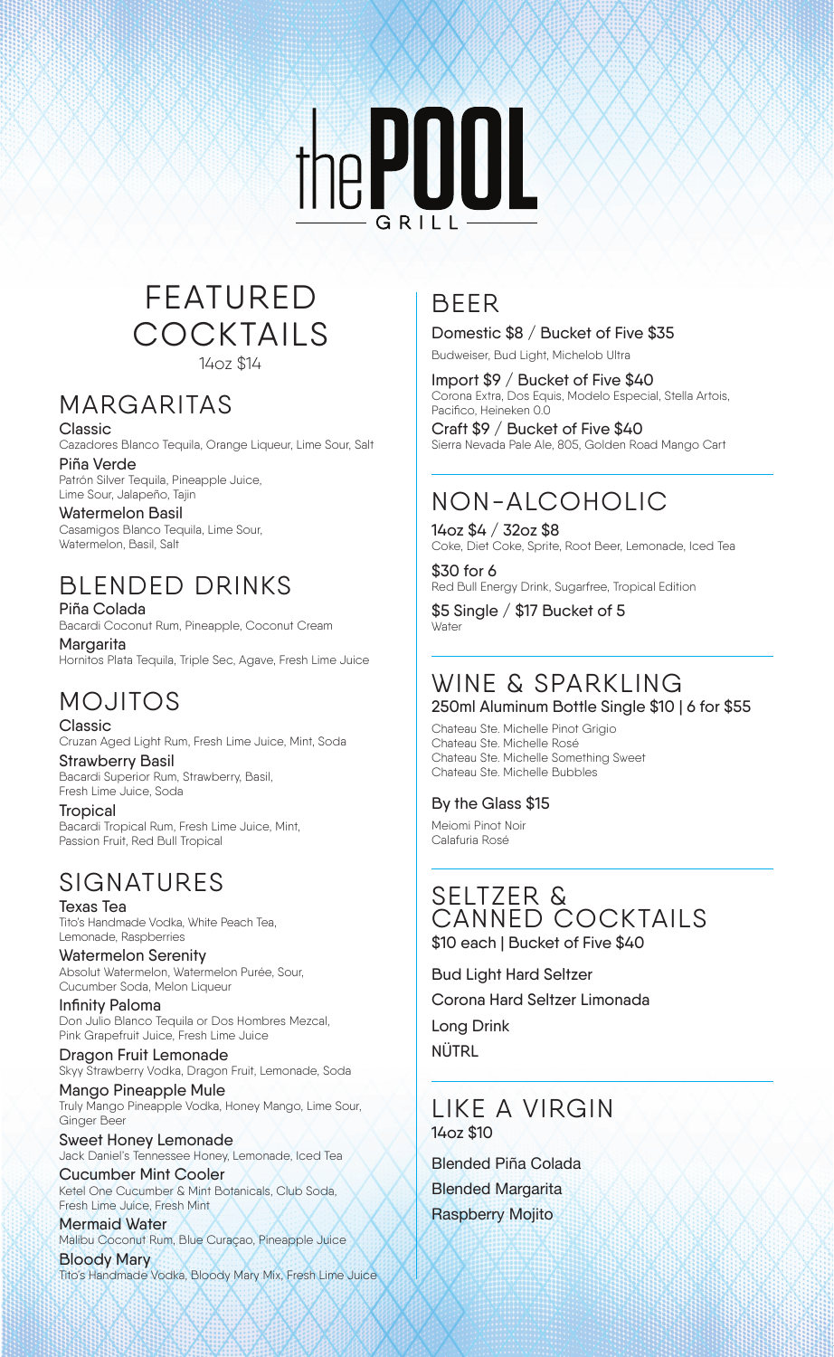# the POOL GRILL

## FEATURED COCKTAILS

14oz $14

### MARGARITAS

**Classic**
Cazadores Blanco Tequila, Orange Liqueur, Lime Sour, Salt

**Piña Verde**
Patrón Silver Tequila, Pineapple Juice, Lime Sour, Jalapeño, Tajin

**Watermelon Basil**
Casamigos Blanco Tequila, Lime Sour, Watermelon, Basil, Salt

### BLENDED DRINKS

**Piña Colada**
Bacardi Coconut Rum, Pineapple, Coconut Cream

**Margarita**
Hornitos Plata Tequila, Triple Sec, Agave, Fresh Lime Juice

### MOJITOS

**Classic**
Cruzan Aged Light Rum, Fresh Lime Juice, Mint, Soda

**Strawberry Basil**
Bacardi Superior Rum, Strawberry, Basil, Fresh Lime Juice, Soda

**Tropical**
Bacardi Tropical Rum, Fresh Lime Juice, Mint, Passion Fruit, Red Bull Tropical

### SIGNATURES

**Texas Tea**
Tito's Handmade Vodka, White Peach Tea, Lemonade, Raspberries

**Watermelon Serenity**
Absolut Watermelon, Watermelon Purée, Sour, Cucumber Soda, Melon Liqueur

**Infinity Paloma**
Don Julio Blanco Tequila or Dos Hombres Mezcal, Pink Grapefruit Juice, Fresh Lime Juice

**Dragon Fruit Lemonade**
Skyy Strawberry Vodka, Dragon Fruit, Lemonade, Soda

**Mango Pineapple Mule**
Truly Mango Pineapple Vodka, Honey Mango, Lime Sour, Ginger Beer

**Sweet Honey Lemonade**
Jack Daniel's Tennessee Honey, Lemonade, Iced Tea

**Cucumber Mint Cooler**
Ketel One Cucumber & Mint Botanicals, Club Soda, Fresh Lime Juice, Fresh Mint

**Mermaid Water**
Malibu Coconut Rum, Blue Curaçao, Pineapple Juice

**Bloody Mary**
Tito's Handmade Vodka, Bloody Mary Mix, Fresh Lime Juice

## BEER

**Domestic $8 / Bucket of Five $35**
Budweiser, Bud Light, Michelob Ultra

**Import $9 / Bucket of Five $40**
Corona Extra, Dos Equis, Modelo Especial, Stella Artois, Pacifico, Heineken 0.0

**Craft $9 / Bucket of Five $40**
Sierra Nevada Pale Ale, 805, Golden Road Mango Cart

## NON-ALCOHOLIC

**14oz $4 / 32oz $8**
Coke, Diet Coke, Sprite, Root Beer, Lemonade, Iced Tea

**$30 for 6**
Red Bull Energy Drink, Sugarfree, Tropical Edition

**$5 Single / $17 Bucket of 5**
Water

## WINE & SPARKLING

**250ml Aluminum Bottle Single $10 | 6 for $55**

Chateau Ste. Michelle Pinot Grigio
Chateau Ste. Michelle Rosé
Chateau Ste. Michelle Something Sweet
Chateau Ste. Michelle Bubbles

**By the Glass $15**

Meiomi Pinot Noir
Calafuria Rosé

## SELTZER & CANNED COCKTAILS

**$10 each | Bucket of Five $40**

Bud Light Hard Seltzer

Corona Hard Seltzer Limonada

Long Drink

NÜTRL

## LIKE A VIRGIN

**14oz $10**

Blended Piña Colada

Blended Margarita

Raspberry Mojito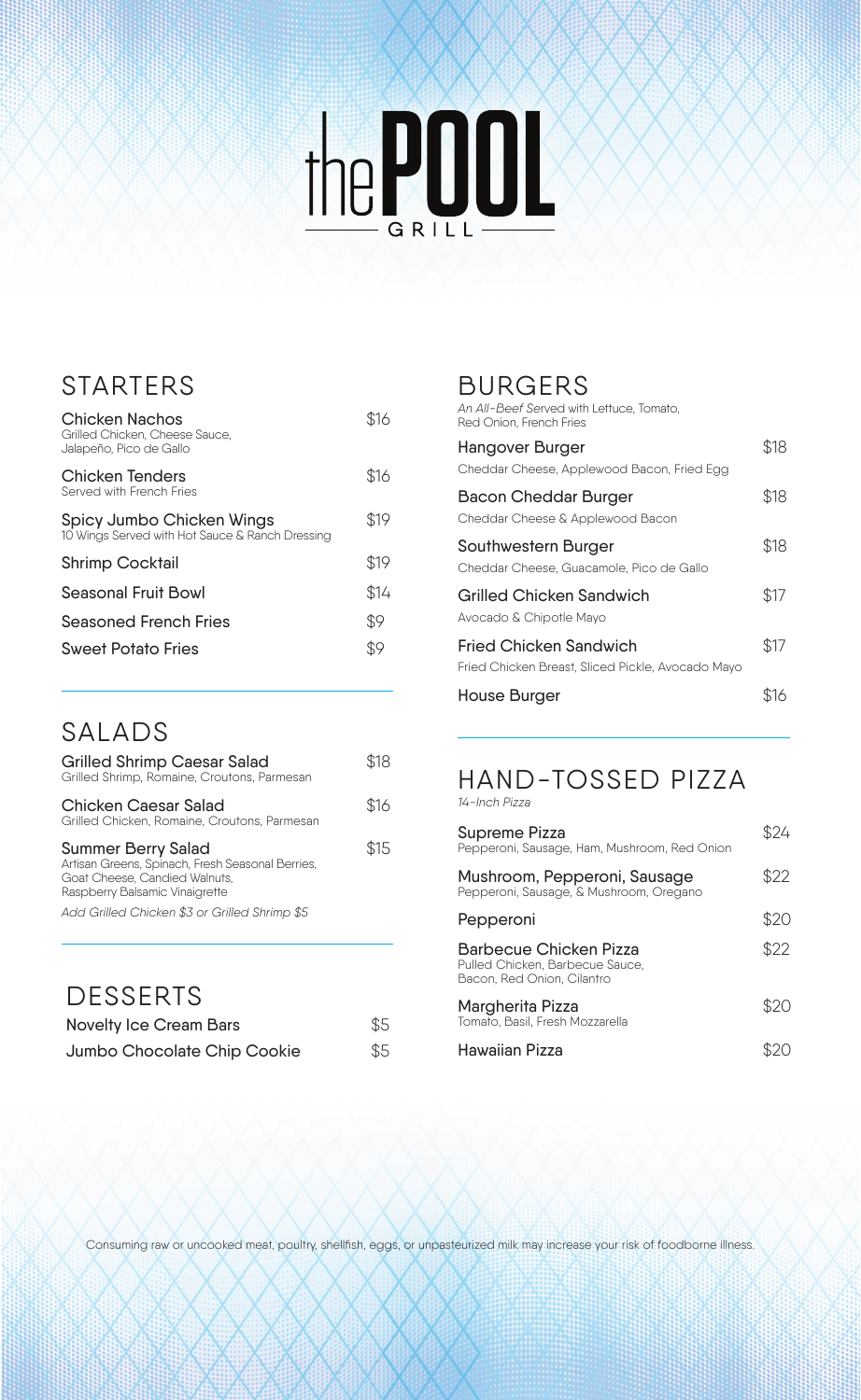# the POOL GRILL

## STARTERS

| | |
|---|---|
| **Chicken Nachos**<br>Grilled Chicken, Cheese Sauce, Jalapeño, Pico de Gallo | $16 |
| **Chicken Tenders**<br>Served with French Fries | $16 |
| **Spicy Jumbo Chicken Wings**<br>10 Wings Served with Hot Sauce & Ranch Dressing | $19 |
| **Shrimp Cocktail** | $19 |
| **Seasonal Fruit Bowl** | $14 |
| **Seasoned French Fries** | $9 |
| **Sweet Potato Fries** | $9 |

## SALADS

| | |
|---|---|
| **Grilled Shrimp Caesar Salad**<br>Grilled Shrimp, Romaine, Croutons, Parmesan | $18 |
| **Chicken Caesar Salad**<br>Grilled Chicken, Romaine, Croutons, Parmesan | $16 |
| **Summer Berry Salad**<br>Artisan Greens, Spinach, Fresh Seasonal Berries, Goat Cheese, Candied Walnuts, Raspberry Balsamic Vinaigrette | $15 |

*Add Grilled Chicken $3 or Grilled Shrimp $5*

## DESSERTS

| | |
|---|---|
| **Novelty Ice Cream Bars** | $5 |
| **Jumbo Chocolate Chip Cookie** | $5 |

## BURGERS

*An All-Beef Served with Lettuce, Tomato, Red Onion, French Fries*

| | |
|---|---|
| **Hangover Burger**<br>Cheddar Cheese, Applewood Bacon, Fried Egg | $18 |
| **Bacon Cheddar Burger**<br>Cheddar Cheese & Applewood Bacon | $18 |
| **Southwestern Burger**<br>Cheddar Cheese, Guacamole, Pico de Gallo | $18 |
| **Grilled Chicken Sandwich**<br>Avocado & Chipotle Mayo | $17 |
| **Fried Chicken Sandwich**<br>Fried Chicken Breast, Sliced Pickle, Avocado Mayo | $17 |
| **House Burger** | $16 |

## HAND-TOSSED PIZZA

*14-Inch Pizza*

| | |
|---|---|
| **Supreme Pizza**<br>Pepperoni, Sausage, Ham, Mushroom, Red Onion | $24 |
| **Mushroom, Pepperoni, Sausage**<br>Pepperoni, Sausage, & Mushroom, Oregano | $22 |
| **Pepperoni** | $20 |
| **Barbecue Chicken Pizza**<br>Pulled Chicken, Barbecue Sauce, Bacon, Red Onion, Cilantro | $22 |
| **Margherita Pizza**<br>Tomato, Basil, Fresh Mozzarella | $20 |
| **Hawaiian Pizza** | $20 |

Consuming raw or uncooked meat, poultry, shellfish, eggs, or unpasteurized milk may increase your risk of foodborne illness.